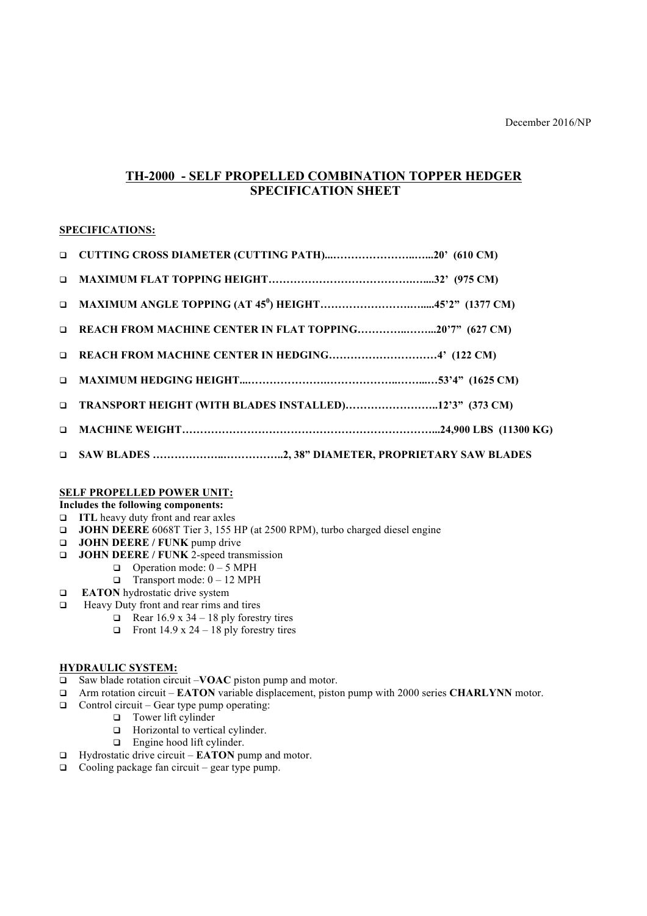December 2016/NP

# TH-2000 - SELF PROPELLED COMBINATION TOPPER HEDGER SPECIFICATION SHEET

## SPECIFICATIONS:

- **CUTTING CROSS DIAMETER (CUTTING PATH)...……………………..…...20' (610 CM)**
- **MAXIMUM FLAT TOPPING HEIGHT……………………………………..…...32' (975 CM)**
- **MAXIMUM ANGLE TOPPING (AT 45$^0$) HEIGHT…………………….…......45'2" (1377 CM)**
- **REACH FROM MACHINE CENTER IN FLAT TOPPING…………..……...20'7" (627 CM)**
- **REACH FROM MACHINE CENTER IN HEDGING…………………………4' (122 CM)**
- **MAXIMUM HEDGING HEIGHT....………………….……………..……...…53'4" (1625 CM)**
- **TRANSPORT HEIGHT (WITH BLADES INSTALLED)……………………..12'3" (373 CM)**
- **MACHINE WEIGHT…………………………………………………………...24,900 LBS (11300 KG)**
- **SAW BLADES ………………..……………..2, 38" DIAMETER, PROPRIETARY SAW BLADES**

## SELF PROPELLED POWER UNIT:

**Includes the following components:**

- **ITL** heavy duty front and rear axles
- **JOHN DEERE** 6068T Tier 3, 155 HP (at 2500 RPM), turbo charged diesel engine
- **JOHN DEERE / FUNK** pump drive
- **JOHN DEERE / FUNK** 2-speed transmission
  - Operation mode: 0 – 5 MPH
  - Transport mode: 0 – 12 MPH
- **EATON** hydrostatic drive system
- Heavy Duty front and rear rims and tires
  - Rear 16.9 x 34 – 18 ply forestry tires
  - Front 14.9 x 24 – 18 ply forestry tires

## HYDRAULIC SYSTEM:

- Saw blade rotation circuit –**VOAC** piston pump and motor.
- Arm rotation circuit – **EATON** variable displacement, piston pump with 2000 series **CHARLYNN** motor.
- Control circuit – Gear type pump operating:
  - Tower lift cylinder
  - Horizontal to vertical cylinder.
  - Engine hood lift cylinder.
- Hydrostatic drive circuit – **EATON** pump and motor.
- Cooling package fan circuit – gear type pump.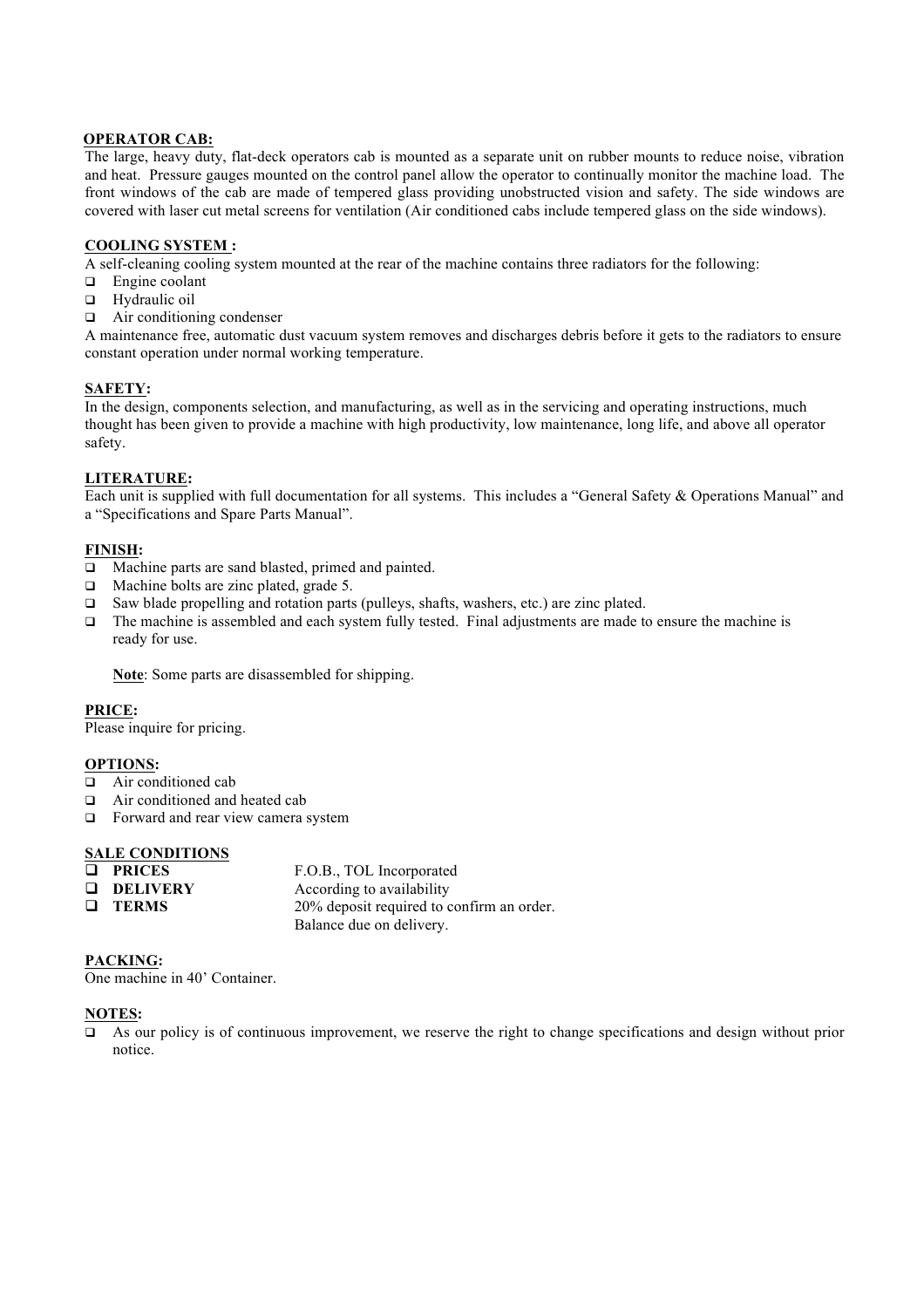**OPERATOR CAB:**

The large, heavy duty, flat-deck operators cab is mounted as a separate unit on rubber mounts to reduce noise, vibration and heat. Pressure gauges mounted on the control panel allow the operator to continually monitor the machine load. The front windows of the cab are made of tempered glass providing unobstructed vision and safety. The side windows are covered with laser cut metal screens for ventilation (Air conditioned cabs include tempered glass on the side windows).

**COOLING SYSTEM :**

A self-cleaning cooling system mounted at the rear of the machine contains three radiators for the following:

- Engine coolant
- Hydraulic oil
- Air conditioning condenser

A maintenance free, automatic dust vacuum system removes and discharges debris before it gets to the radiators to ensure constant operation under normal working temperature.

**SAFETY:**

In the design, components selection, and manufacturing, as well as in the servicing and operating instructions, much thought has been given to provide a machine with high productivity, low maintenance, long life, and above all operator safety.

**LITERATURE:**

Each unit is supplied with full documentation for all systems. This includes a "General Safety & Operations Manual" and a "Specifications and Spare Parts Manual".

**FINISH:**

- Machine parts are sand blasted, primed and painted.
- Machine bolts are zinc plated, grade 5.
- Saw blade propelling and rotation parts (pulleys, shafts, washers, etc.) are zinc plated.
- The machine is assembled and each system fully tested. Final adjustments are made to ensure the machine is ready for use.

  **Note**: Some parts are disassembled for shipping.

**PRICE:**

Please inquire for pricing.

**OPTIONS:**

- Air conditioned cab
- Air conditioned and heated cab
- Forward and rear view camera system

**SALE CONDITIONS**

| | |
|---|---|
| **PRICES** | F.O.B., TOL Incorporated |
| **DELIVERY** | According to availability |
| **TERMS** | 20% deposit required to confirm an order. Balance due on delivery. |

**PACKING:**

One machine in 40' Container.

**NOTES:**

- As our policy is of continuous improvement, we reserve the right to change specifications and design without prior notice.